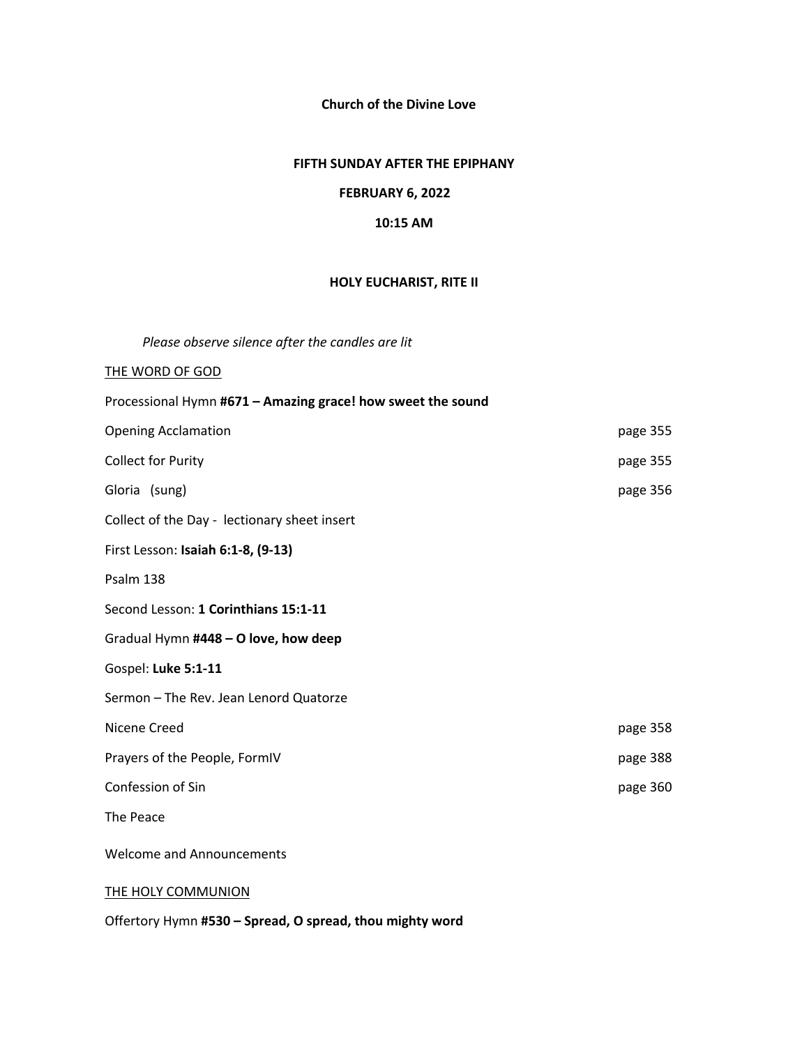**Church of the Divine Love**

**FIFTH SUNDAY AFTER THE EPIPHANY**

**FEBRUARY 6, 2022**

**10:15 AM**

**HOLY EUCHARIST, RITE II**

*Please observe silence after the candles are lit*

THE WORD OF GOD

Processional Hymn **#671 – Amazing grace! how sweet the sound**

| | |
|---|---|
| Opening Acclamation | page 355 |
| Collect for Purity | page 355 |
| Gloria (sung) | page 356 |

Collect of the Day - lectionary sheet insert

First Lesson: **Isaiah 6:1-8, (9-13)**

Psalm 138

Second Lesson: **1 Corinthians 15:1-11**

Gradual Hymn **#448 – O love, how deep**

Gospel: **Luke 5:1-11**

Sermon – The Rev. Jean Lenord Quatorze

| | |
|---|---|
| Nicene Creed | page 358 |
| Prayers of the People, FormIV | page 388 |
| Confession of Sin | page 360 |

The Peace

Welcome and Announcements

THE HOLY COMMUNION

Offertory Hymn **#530 – Spread, O spread, thou mighty word**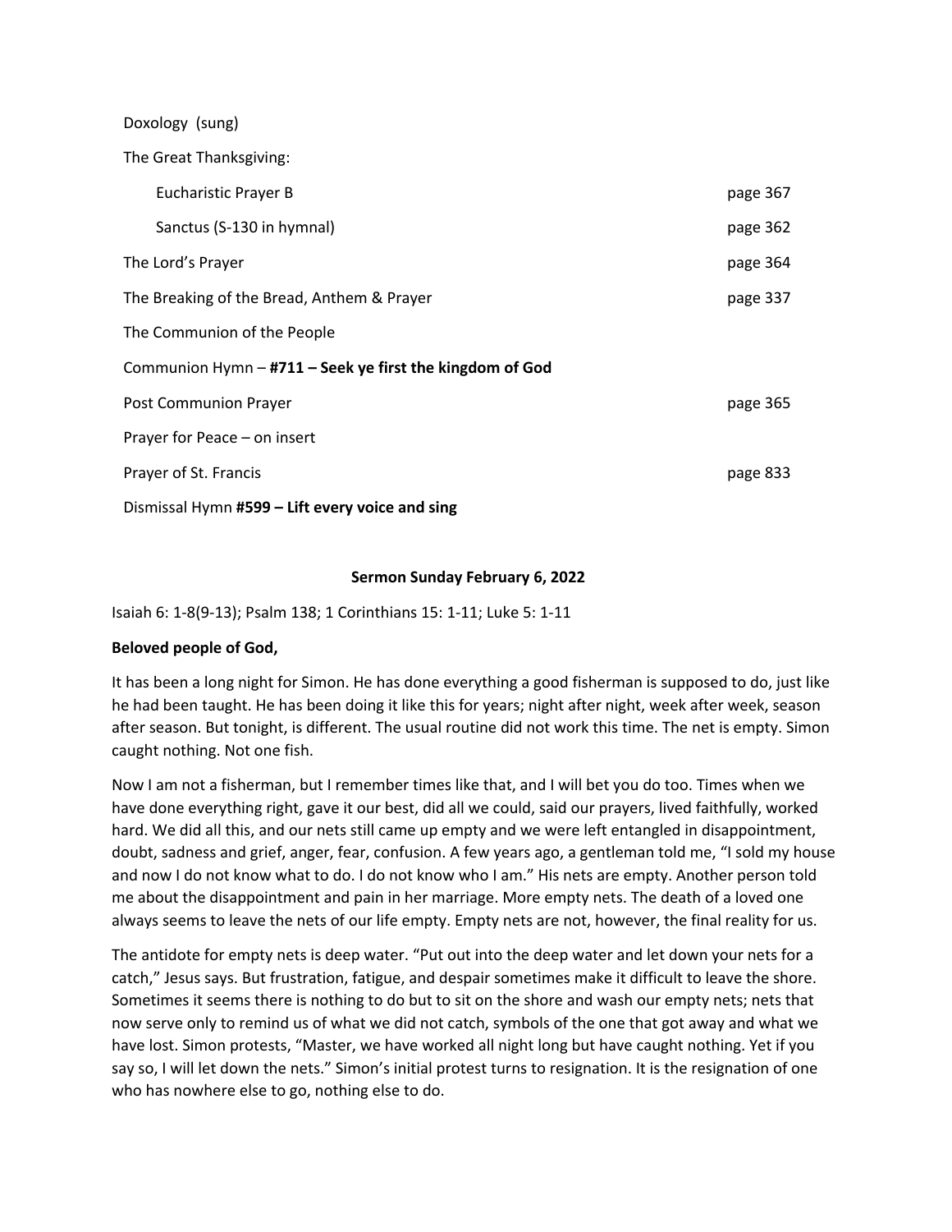Doxology (sung)

The Great Thanksgiving:

| | |
|---|---|
| Eucharistic Prayer B | page 367 |
| Sanctus (S-130 in hymnal) | page 362 |
| The Lord's Prayer | page 364 |
| The Breaking of the Bread, Anthem & Prayer | page 337 |
| The Communion of the People | |
| Communion Hymn – **#711 – Seek ye first the kingdom of God** | |
| Post Communion Prayer | page 365 |
| Prayer for Peace – on insert | |
| Prayer of St. Francis | page 833 |
| Dismissal Hymn **#599 – Lift every voice and sing** | |

**Sermon Sunday February 6, 2022**

Isaiah 6: 1-8(9-13); Psalm 138; 1 Corinthians 15: 1-11; Luke 5: 1-11

**Beloved people of God,**

It has been a long night for Simon. He has done everything a good fisherman is supposed to do, just like he had been taught. He has been doing it like this for years; night after night, week after week, season after season. But tonight, is different. The usual routine did not work this time. The net is empty. Simon caught nothing. Not one fish.

Now I am not a fisherman, but I remember times like that, and I will bet you do too. Times when we have done everything right, gave it our best, did all we could, said our prayers, lived faithfully, worked hard. We did all this, and our nets still came up empty and we were left entangled in disappointment, doubt, sadness and grief, anger, fear, confusion. A few years ago, a gentleman told me, "I sold my house and now I do not know what to do. I do not know who I am." His nets are empty. Another person told me about the disappointment and pain in her marriage. More empty nets. The death of a loved one always seems to leave the nets of our life empty. Empty nets are not, however, the final reality for us.

The antidote for empty nets is deep water. "Put out into the deep water and let down your nets for a catch," Jesus says. But frustration, fatigue, and despair sometimes make it difficult to leave the shore. Sometimes it seems there is nothing to do but to sit on the shore and wash our empty nets; nets that now serve only to remind us of what we did not catch, symbols of the one that got away and what we have lost. Simon protests, "Master, we have worked all night long but have caught nothing. Yet if you say so, I will let down the nets." Simon's initial protest turns to resignation. It is the resignation of one who has nowhere else to go, nothing else to do.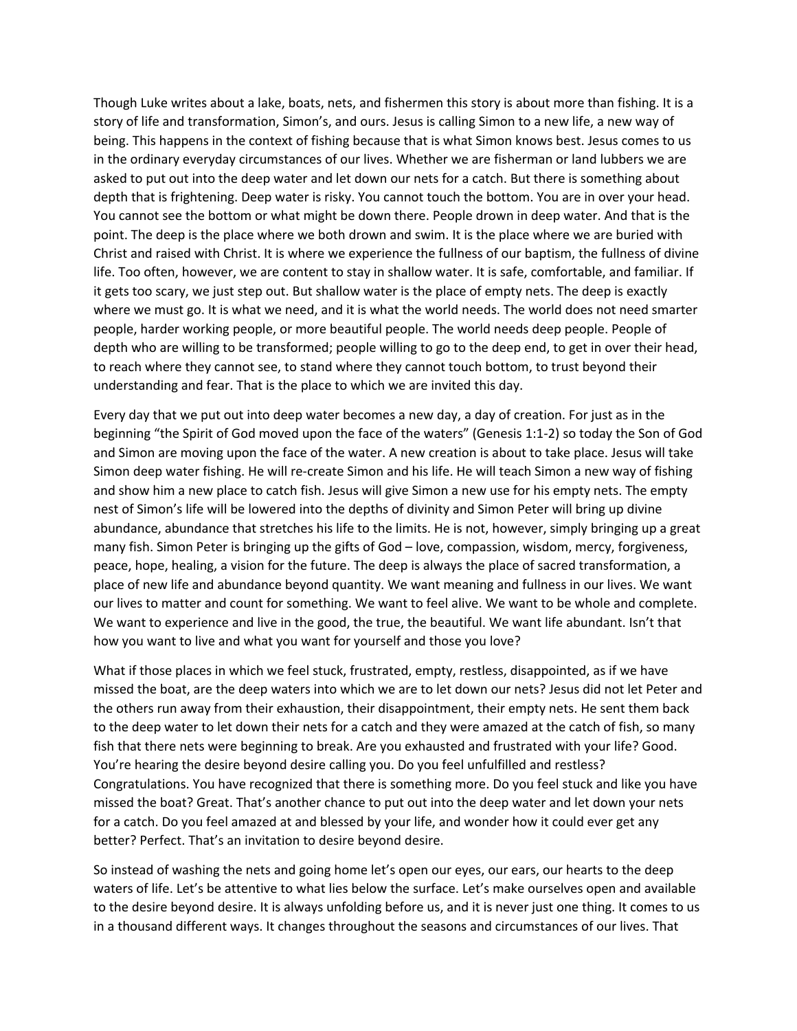Though Luke writes about a lake, boats, nets, and fishermen this story is about more than fishing. It is a story of life and transformation, Simon's, and ours. Jesus is calling Simon to a new life, a new way of being. This happens in the context of fishing because that is what Simon knows best. Jesus comes to us in the ordinary everyday circumstances of our lives. Whether we are fisherman or land lubbers we are asked to put out into the deep water and let down our nets for a catch. But there is something about depth that is frightening. Deep water is risky. You cannot touch the bottom. You are in over your head. You cannot see the bottom or what might be down there. People drown in deep water. And that is the point. The deep is the place where we both drown and swim. It is the place where we are buried with Christ and raised with Christ. It is where we experience the fullness of our baptism, the fullness of divine life. Too often, however, we are content to stay in shallow water. It is safe, comfortable, and familiar. If it gets too scary, we just step out. But shallow water is the place of empty nets. The deep is exactly where we must go. It is what we need, and it is what the world needs. The world does not need smarter people, harder working people, or more beautiful people. The world needs deep people. People of depth who are willing to be transformed; people willing to go to the deep end, to get in over their head, to reach where they cannot see, to stand where they cannot touch bottom, to trust beyond their understanding and fear. That is the place to which we are invited this day.

Every day that we put out into deep water becomes a new day, a day of creation. For just as in the beginning "the Spirit of God moved upon the face of the waters" (Genesis 1:1-2) so today the Son of God and Simon are moving upon the face of the water. A new creation is about to take place. Jesus will take Simon deep water fishing. He will re-create Simon and his life. He will teach Simon a new way of fishing and show him a new place to catch fish. Jesus will give Simon a new use for his empty nets. The empty nest of Simon's life will be lowered into the depths of divinity and Simon Peter will bring up divine abundance, abundance that stretches his life to the limits. He is not, however, simply bringing up a great many fish. Simon Peter is bringing up the gifts of God – love, compassion, wisdom, mercy, forgiveness, peace, hope, healing, a vision for the future. The deep is always the place of sacred transformation, a place of new life and abundance beyond quantity. We want meaning and fullness in our lives. We want our lives to matter and count for something. We want to feel alive. We want to be whole and complete. We want to experience and live in the good, the true, the beautiful. We want life abundant. Isn't that how you want to live and what you want for yourself and those you love?

What if those places in which we feel stuck, frustrated, empty, restless, disappointed, as if we have missed the boat, are the deep waters into which we are to let down our nets? Jesus did not let Peter and the others run away from their exhaustion, their disappointment, their empty nets. He sent them back to the deep water to let down their nets for a catch and they were amazed at the catch of fish, so many fish that there nets were beginning to break. Are you exhausted and frustrated with your life? Good. You're hearing the desire beyond desire calling you. Do you feel unfulfilled and restless? Congratulations. You have recognized that there is something more. Do you feel stuck and like you have missed the boat? Great. That's another chance to put out into the deep water and let down your nets for a catch. Do you feel amazed at and blessed by your life, and wonder how it could ever get any better? Perfect. That's an invitation to desire beyond desire.

So instead of washing the nets and going home let's open our eyes, our ears, our hearts to the deep waters of life. Let's be attentive to what lies below the surface. Let's make ourselves open and available to the desire beyond desire. It is always unfolding before us, and it is never just one thing. It comes to us in a thousand different ways. It changes throughout the seasons and circumstances of our lives. That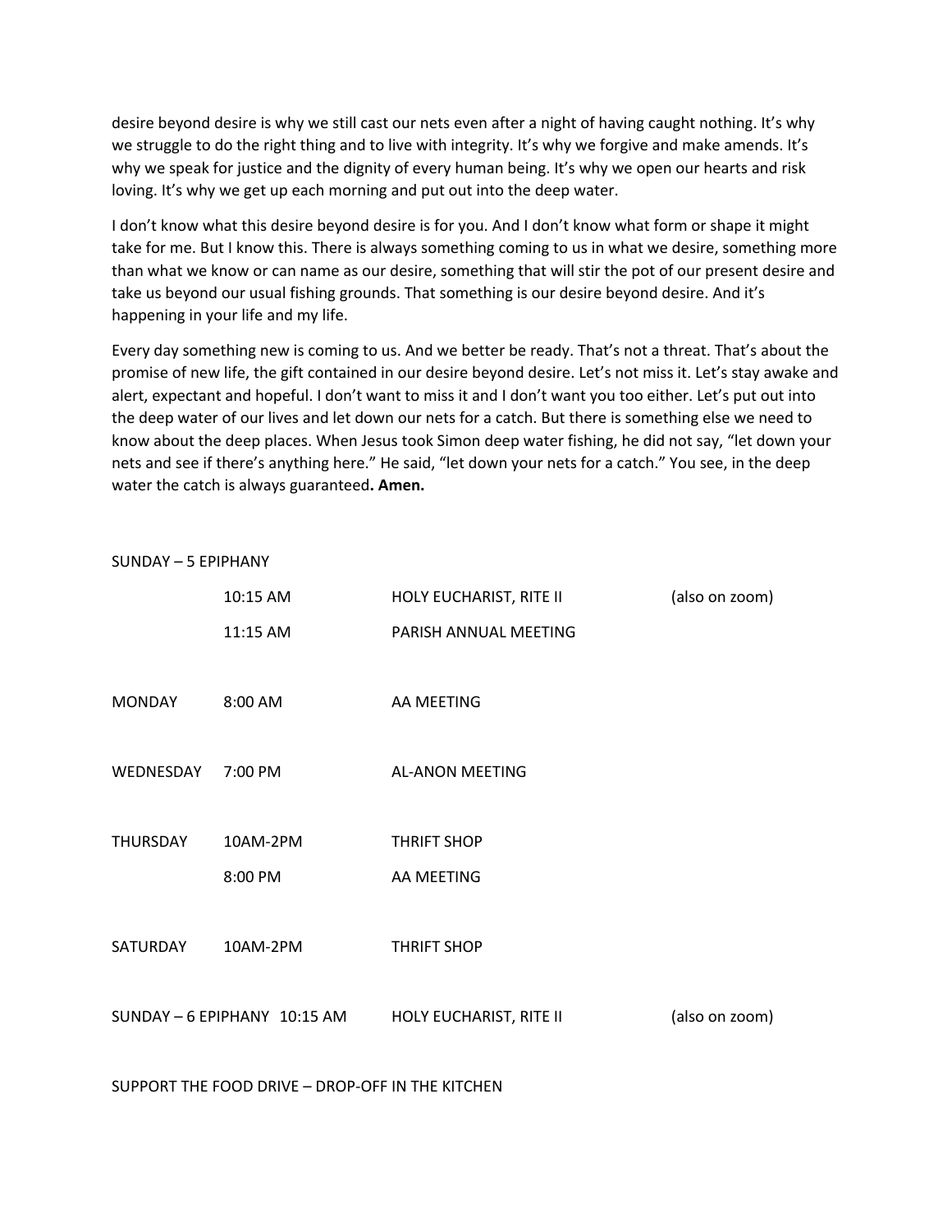desire beyond desire is why we still cast our nets even after a night of having caught nothing. It's why we struggle to do the right thing and to live with integrity. It's why we forgive and make amends. It's why we speak for justice and the dignity of every human being. It's why we open our hearts and risk loving. It's why we get up each morning and put out into the deep water.

I don't know what this desire beyond desire is for you. And I don't know what form or shape it might take for me. But I know this. There is always something coming to us in what we desire, something more than what we know or can name as our desire, something that will stir the pot of our present desire and take us beyond our usual fishing grounds. That something is our desire beyond desire. And it's happening in your life and my life.

Every day something new is coming to us. And we better be ready. That's not a threat. That's about the promise of new life, the gift contained in our desire beyond desire. Let's not miss it. Let's stay awake and alert, expectant and hopeful. I don't want to miss it and I don't want you too either. Let's put out into the deep water of our lives and let down our nets for a catch. But there is something else we need to know about the deep places. When Jesus took Simon deep water fishing, he did not say, "let down your nets and see if there's anything here." He said, "let down your nets for a catch." You see, in the deep water the catch is always guaranteed**. Amen.**

| SUNDAY – 5 EPIPHANY | | | |
|---|---|---|---|
| | 10:15 AM | HOLY EUCHARIST, RITE II | (also on zoom) |
| | 11:15 AM | PARISH ANNUAL MEETING | |
| MONDAY | 8:00 AM | AA MEETING | |
| WEDNESDAY | 7:00 PM | AL-ANON MEETING | |
| THURSDAY | 10AM-2PM | THRIFT SHOP | |
| | 8:00 PM | AA MEETING | |
| SATURDAY | 10AM-2PM | THRIFT SHOP | |
| SUNDAY – 6 EPIPHANY | 10:15 AM | HOLY EUCHARIST, RITE II | (also on zoom) |

SUPPORT THE FOOD DRIVE – DROP-OFF IN THE KITCHEN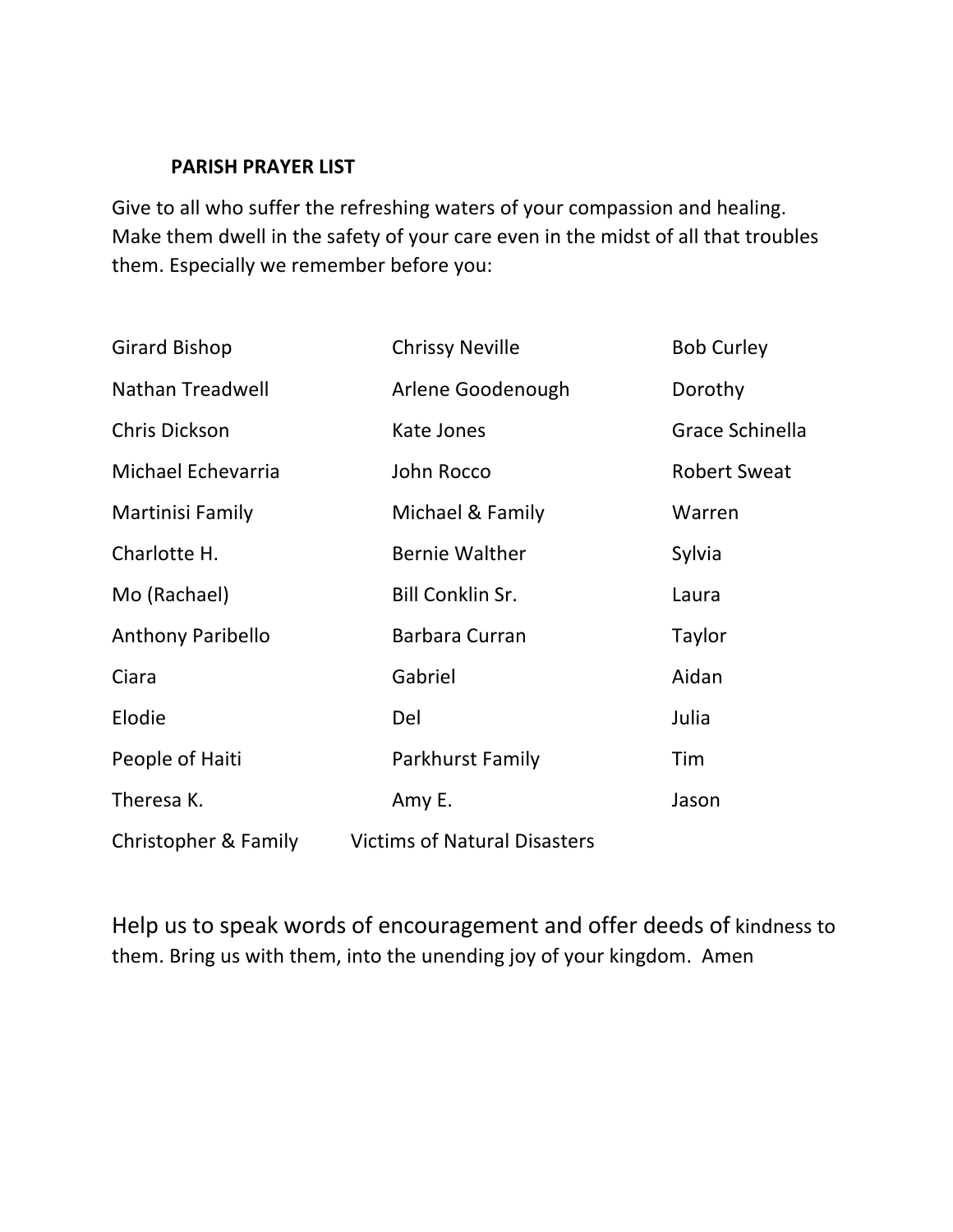**PARISH PRAYER LIST**

Give to all who suffer the refreshing waters of your compassion and healing. Make them dwell in the safety of your care even in the midst of all that troubles them. Especially we remember before you:

| | | |
|---|---|---|
| Girard Bishop | Chrissy Neville | Bob Curley |
| Nathan Treadwell | Arlene Goodenough | Dorothy |
| Chris Dickson | Kate Jones | Grace Schinella |
| Michael Echevarria | John Rocco | Robert Sweat |
| Martinisi Family | Michael & Family | Warren |
| Charlotte H. | Bernie Walther | Sylvia |
| Mo (Rachael) | Bill Conklin Sr. | Laura |
| Anthony Paribello | Barbara Curran | Taylor |
| Ciara | Gabriel | Aidan |
| Elodie | Del | Julia |
| People of Haiti | Parkhurst Family | Tim |
| Theresa K. | Amy E. | Jason |
| Christopher & Family | Victims of Natural Disasters | |

Help us to speak words of encouragement and offer deeds of kindness to them. Bring us with them, into the unending joy of your kingdom. Amen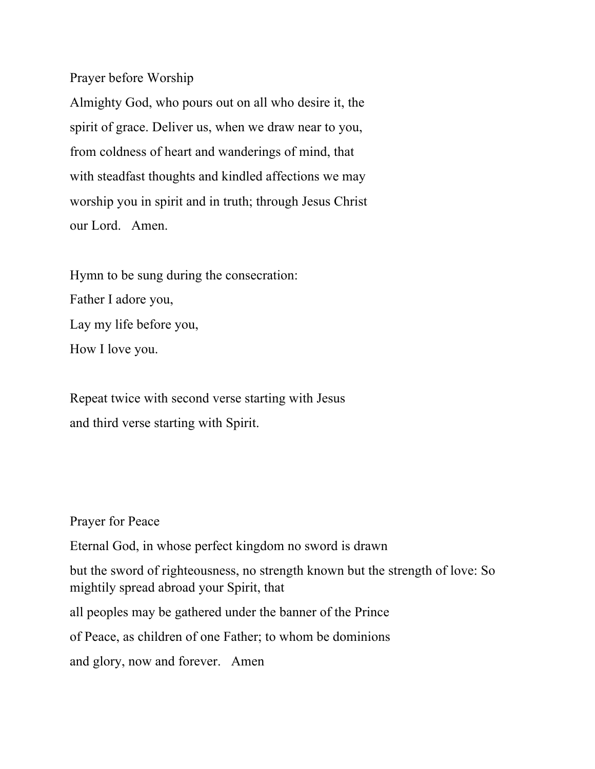## Prayer before Worship

Almighty God, who pours out on all who desire it, the spirit of grace. Deliver us, when we draw near to you, from coldness of heart and wanderings of mind, that with steadfast thoughts and kindled affections we may worship you in spirit and in truth; through Jesus Christ our Lord.   Amen.

Hymn to be sung during the consecration:

Father I adore you,  
Lay my life before you,  
How I love you.

Repeat twice with second verse starting with Jesus and third verse starting with Spirit.

## Prayer for Peace

Eternal God, in whose perfect kingdom no sword is drawn but the sword of righteousness, no strength known but the strength of love: So mightily spread abroad your Spirit, that all peoples may be gathered under the banner of the Prince of Peace, as children of one Father; to whom be dominions and glory, now and forever.   Amen